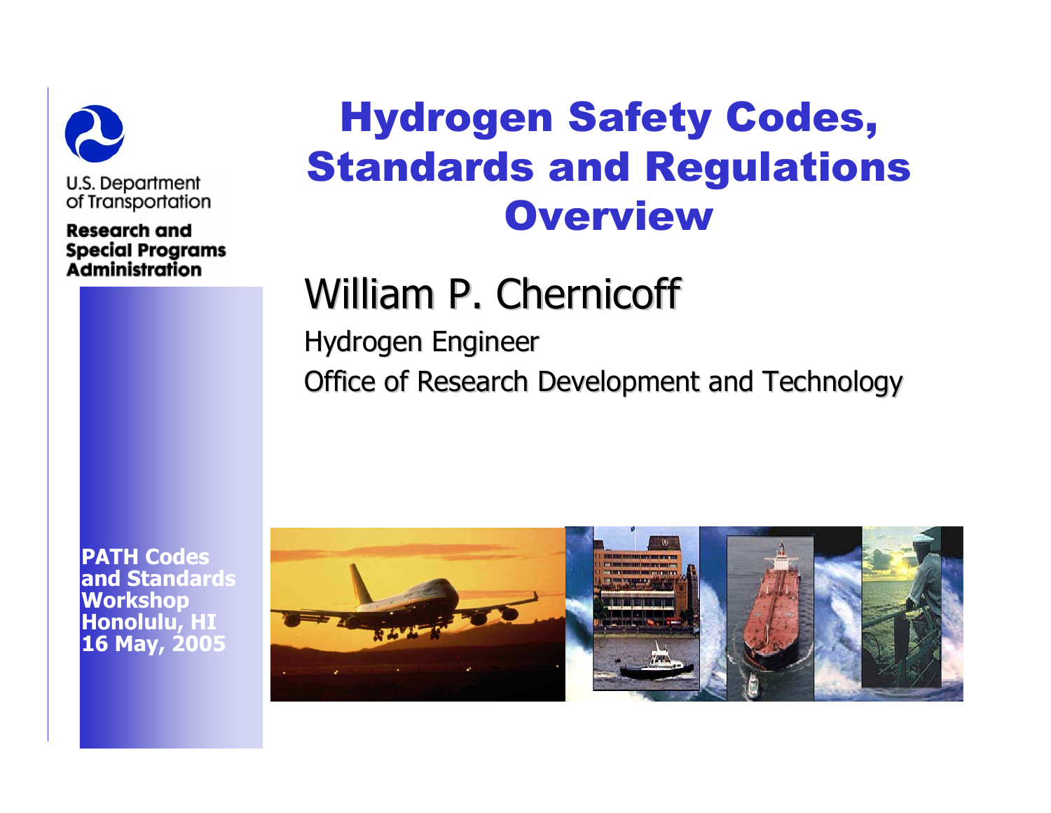U.S. Department of Transportation

**Research and Special Programs Administration**

# Hydrogen Safety Codes, Standards and Regulations Overview

## William P. Chernicoff

Hydrogen Engineer

Office of Research Development and Technology

**PATH Codes and Standards Workshop**
**Honolulu, HI**
**16 May, 2005**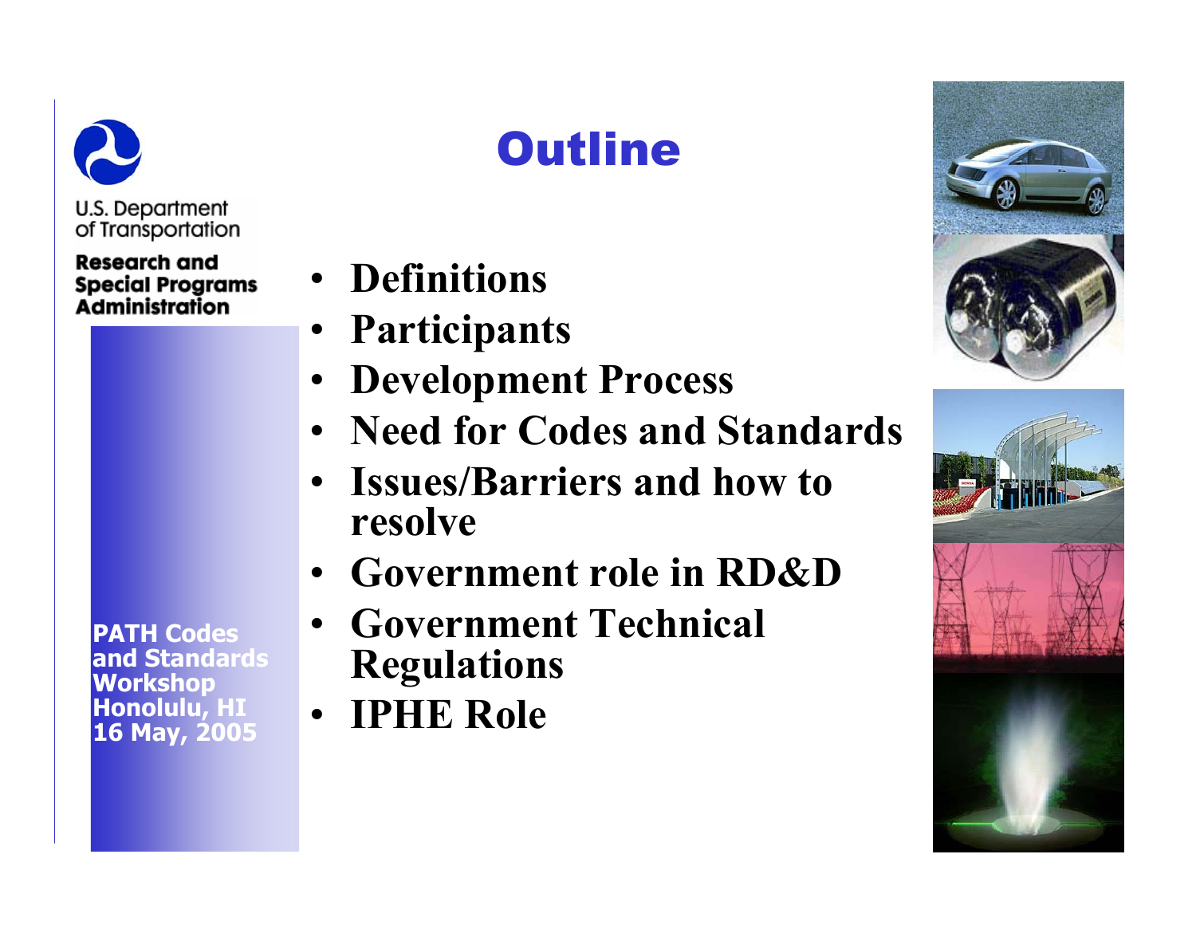U.S. Department of Transportation

Research and Special Programs Administration

PATH Codes and Standards Workshop
Honolulu, HI
16 May, 2005

# Outline

- **Definitions**
- **Participants**
- **Development Process**
- **Need for Codes and Standards**
- **Issues/Barriers and how to resolve**
- **Government role in RD&D**
- **Government Technical Regulations**
- **IPHE Role**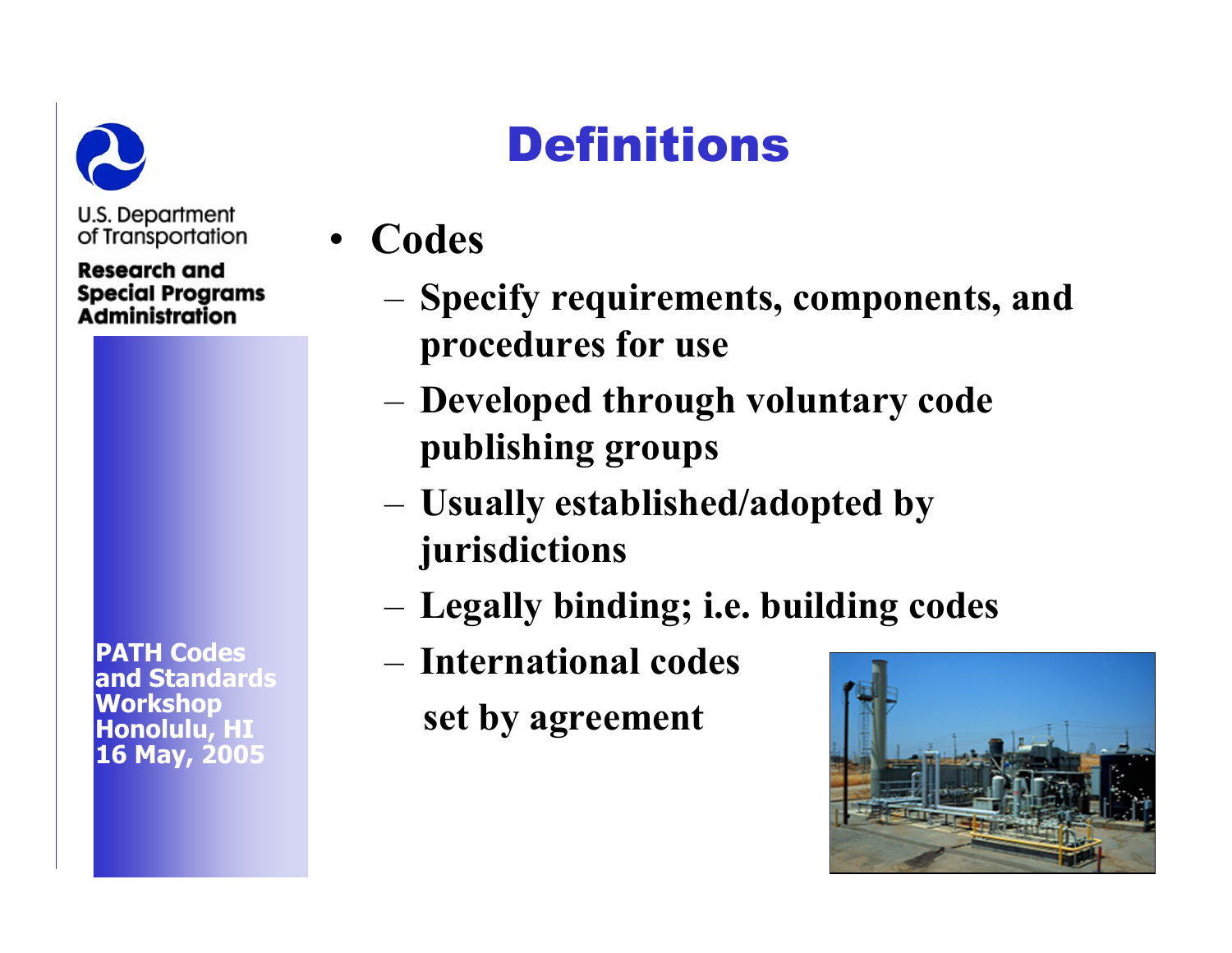# Definitions

- **Codes**
  - **Specify requirements, components, and procedures for use**
  - **Developed through voluntary code publishing groups**
  - **Usually established/adopted by jurisdictions**
  - **Legally binding; i.e. building codes**
  - **International codes set by agreement**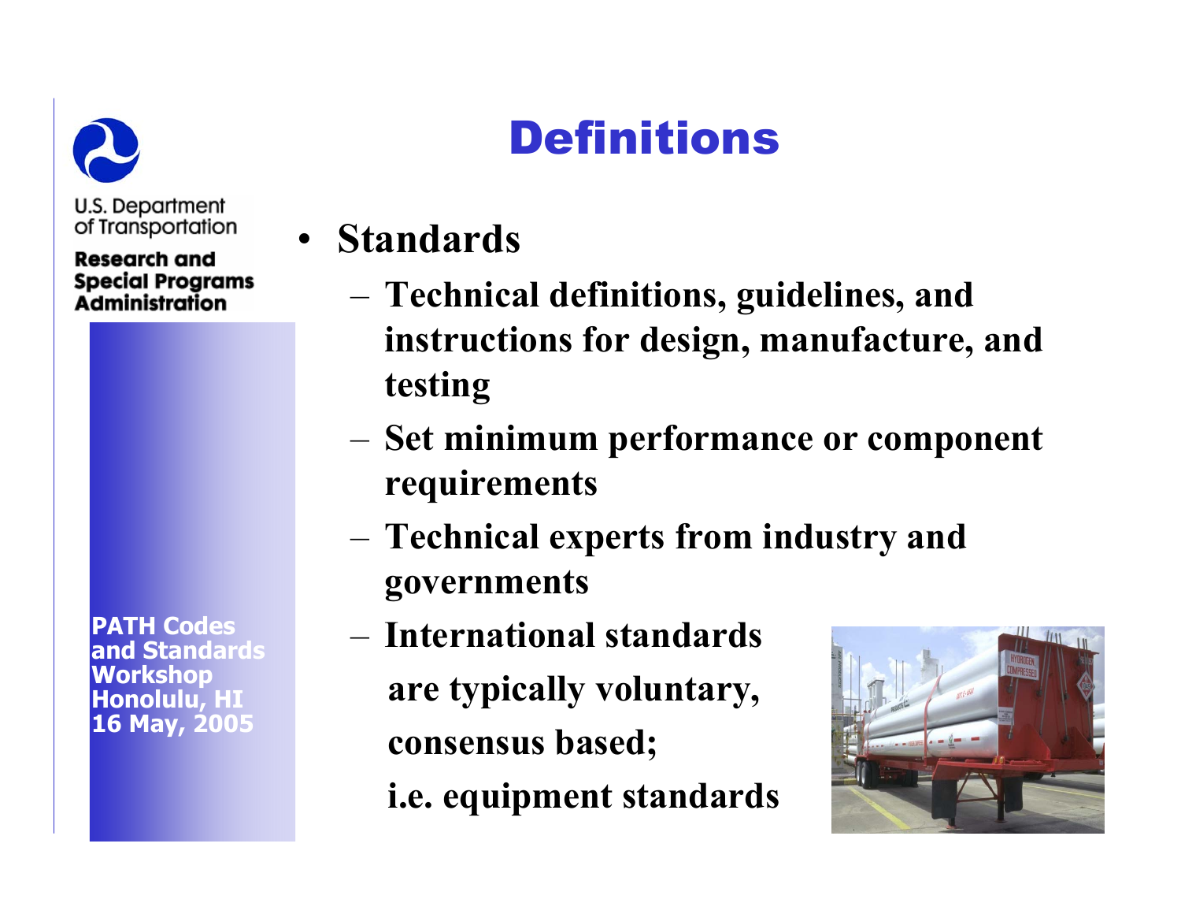# Definitions

- **Standards**
  - **Technical definitions, guidelines, and instructions for design, manufacture, and testing**
  - **Set minimum performance or component requirements**
  - **Technical experts from industry and governments**
  - **International standards are typically voluntary, consensus based; i.e. equipment standards**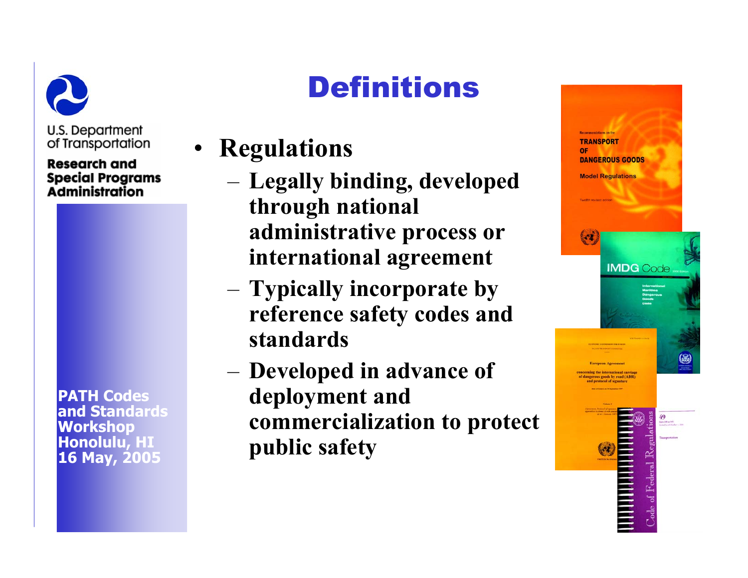U.S. Department of Transportation

**Research and Special Programs Administration**

# Definitions

- Regulations
  - Legally binding, developed through national administrative process or international agreement
  - Typically incorporate by reference safety codes and standards
  - Developed in advance of deployment and commercialization to protect public safety

**PATH Codes and Standards Workshop**
**Honolulu, HI**
**16 May, 2005**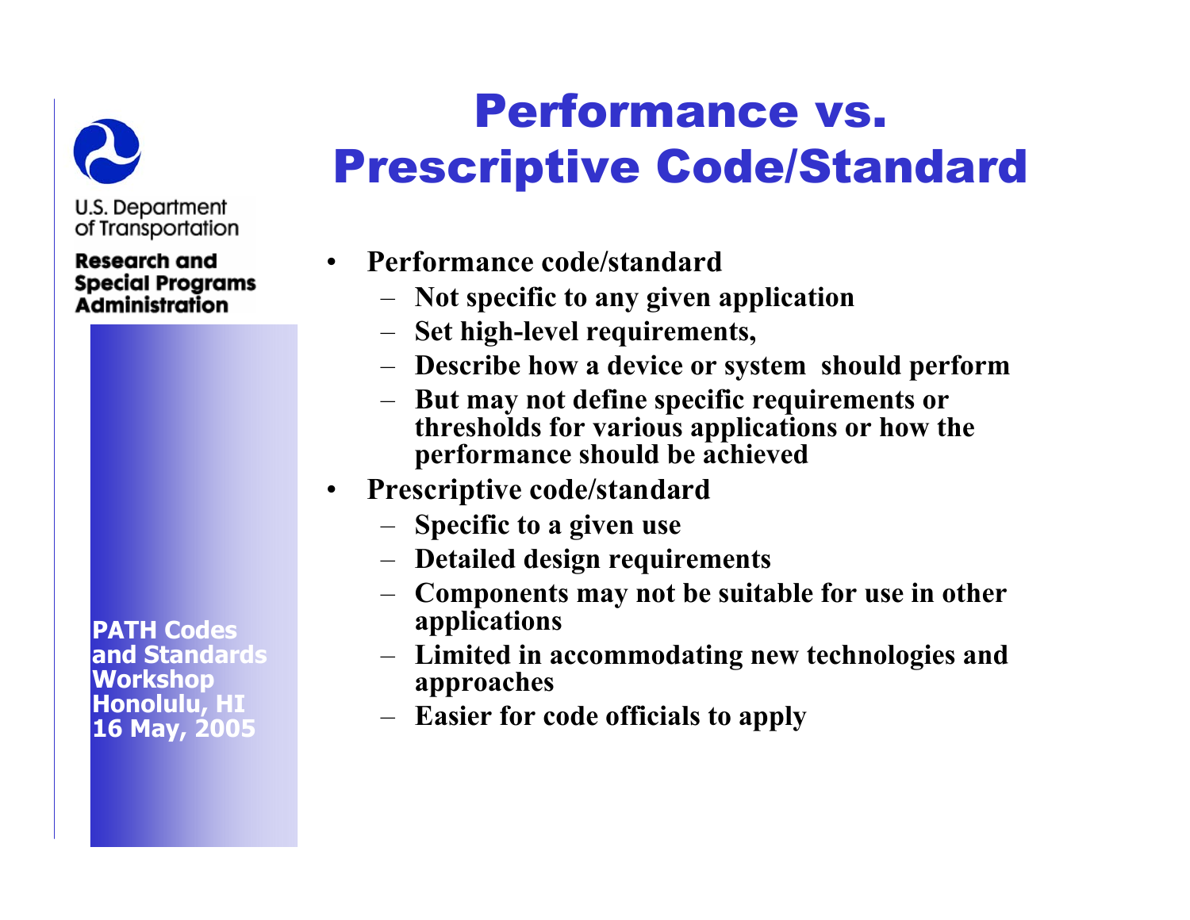# Performance vs. Prescriptive Code/Standard

- Performance code/standard
  - Not specific to any given application
  - Set high-level requirements,
  - Describe how a device or system should perform
  - But may not define specific requirements or thresholds for various applications or how the performance should be achieved
- Prescriptive code/standard
  - Specific to a given use
  - Detailed design requirements
  - Components may not be suitable for use in other applications
  - Limited in accommodating new technologies and approaches
  - Easier for code officials to apply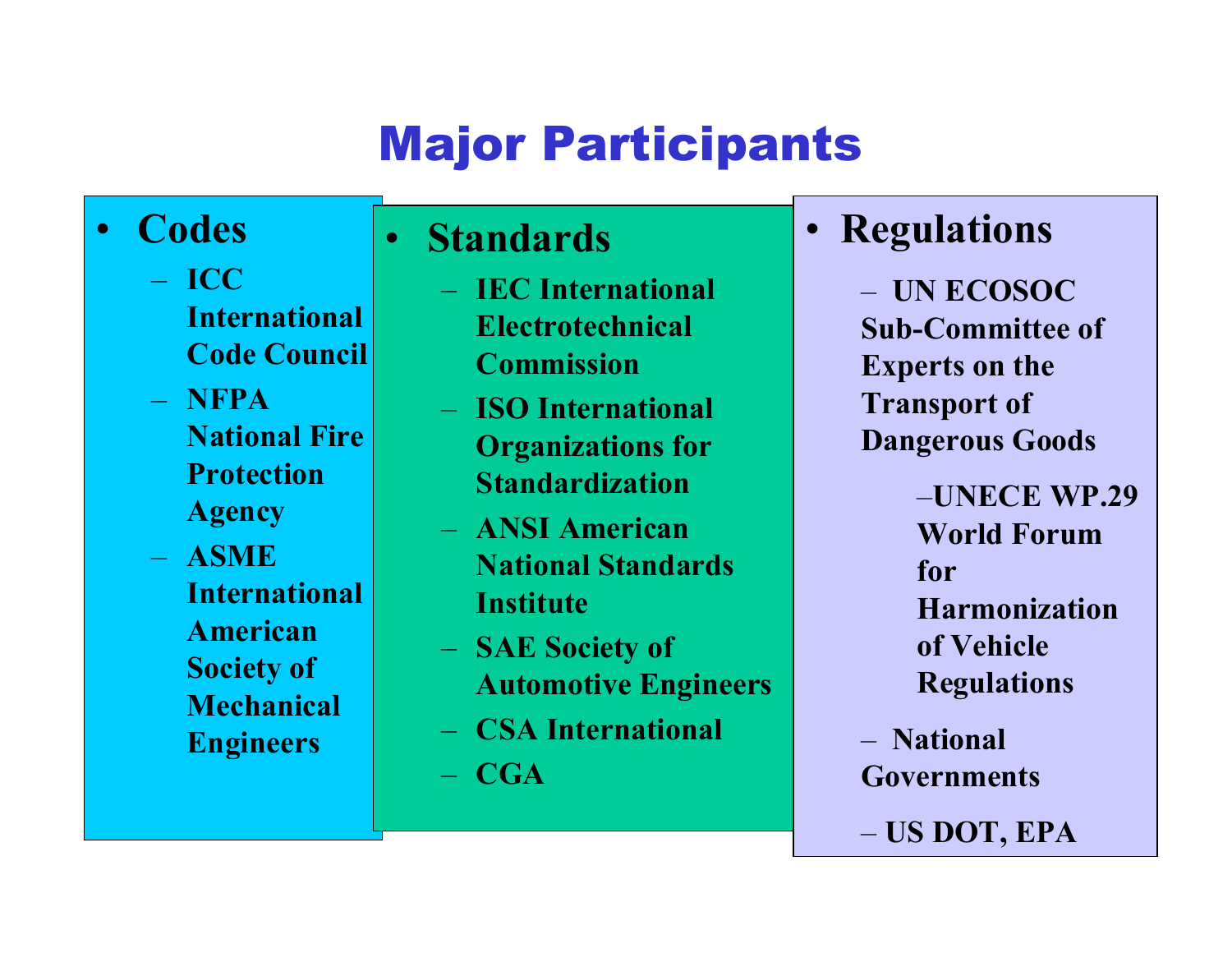# Major Participants

- **Codes**
  - **ICC International Code Council**
  - **NFPA National Fire Protection Agency**
  - **ASME International American Society of Mechanical Engineers**

- **Standards**
  - **IEC International Electrotechnical Commission**
  - **ISO International Organizations for Standardization**
  - **ANSI American National Standards Institute**
  - **SAE Society of Automotive Engineers**
  - **CSA International**
  - **CGA**

- **Regulations**
  - **UN ECOSOC Sub-Committee of Experts on the Transport of Dangerous Goods**
    - **UNECE WP.29 World Forum for Harmonization of Vehicle Regulations**
  - **National Governments**
  - **US DOT, EPA**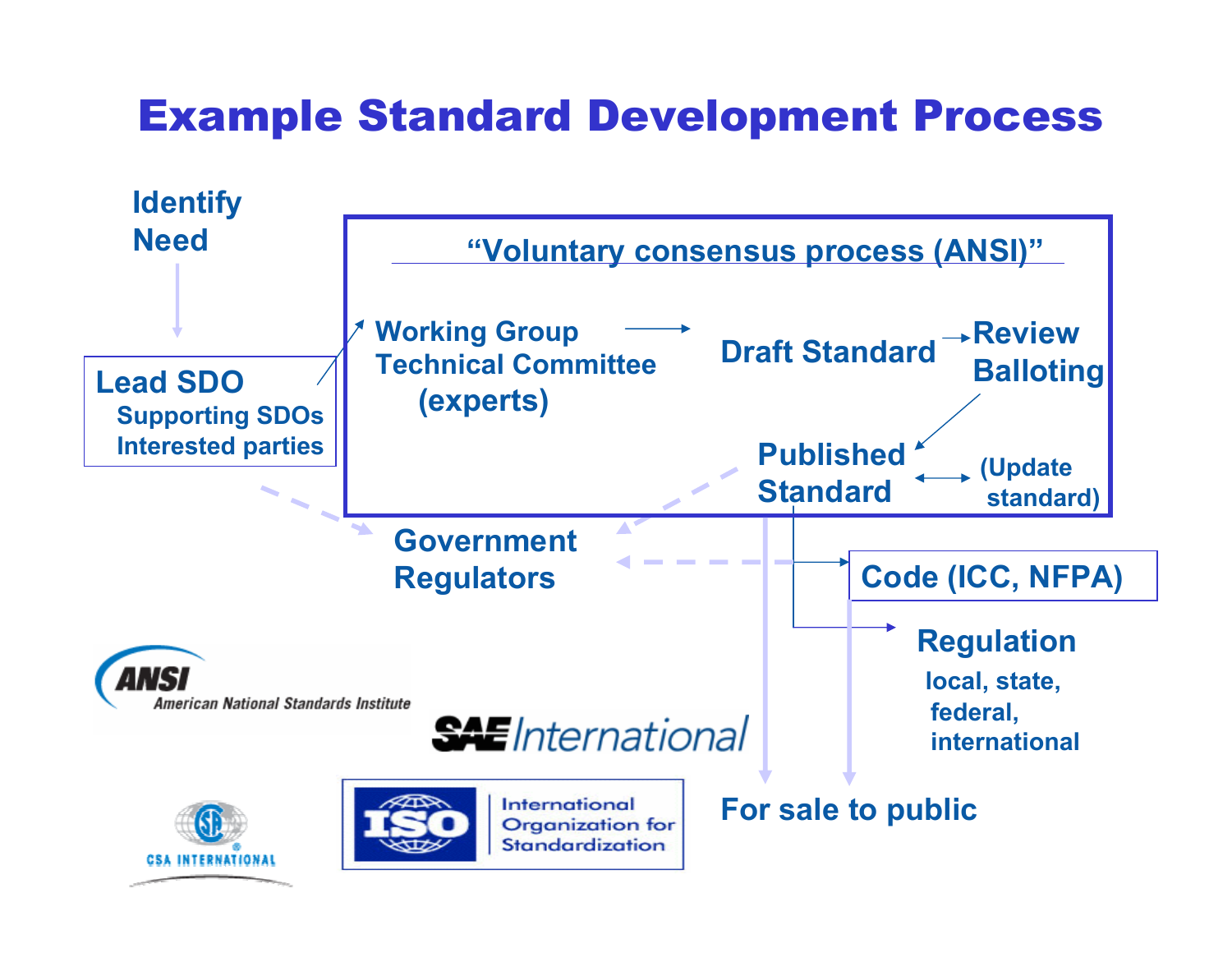# Example Standard Development Process

Identify Need

Lead SDO
Supporting SDOs
Interested parties

"Voluntary consensus process (ANSI)"

Working Group
Technical Committee
(experts)

Draft Standard

Review
Balloting

Published Standard

(Update standard)

Government Regulators

Code (ICC, NFPA)

Regulation
local, state, federal, international

For sale to public

ANSI American National Standards Institute

SAE International

CSA INTERNATIONAL

ISO International Organization for Standardization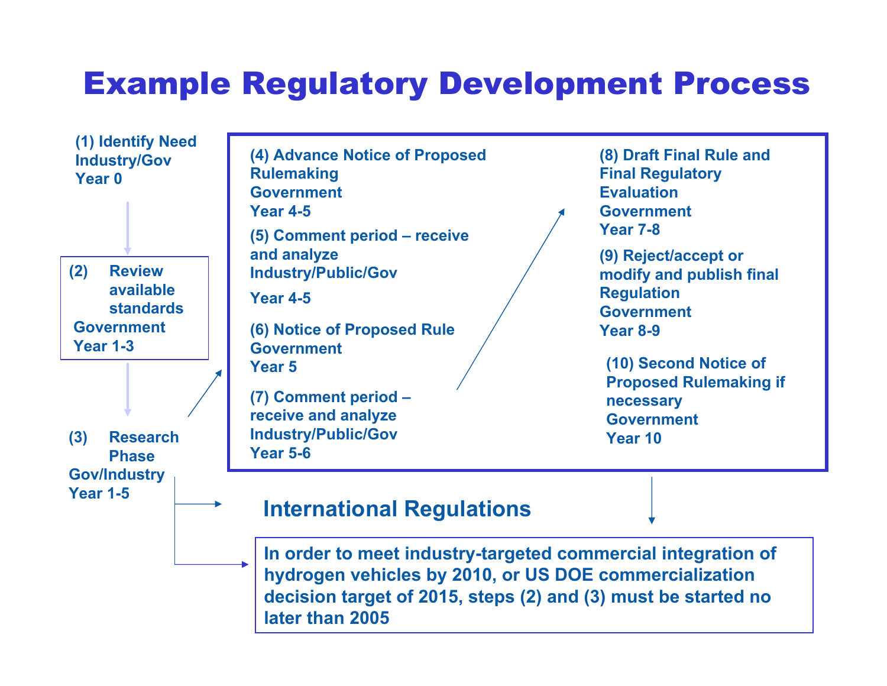# Example Regulatory Development Process

(1) Identify Need
Industry/Gov
Year 0

(2) Review available standards
Government
Year 1-3

(3) Research Phase
Gov/Industry
Year 1-5

(4) Advance Notice of Proposed Rulemaking
Government
Year 4-5

(5) Comment period – receive and analyze
Industry/Public/Gov
Year 4-5

(6) Notice of Proposed Rule
Government
Year 5

(7) Comment period – receive and analyze
Industry/Public/Gov
Year 5-6

(8) Draft Final Rule and Final Regulatory Evaluation
Government
Year 7-8

(9) Reject/accept or modify and publish final Regulation
Government
Year 8-9

(10) Second Notice of Proposed Rulemaking if necessary
Government
Year 10

## International Regulations

In order to meet industry-targeted commercial integration of hydrogen vehicles by 2010, or US DOE commercialization decision target of 2015, steps (2) and (3) must be started no later than 2005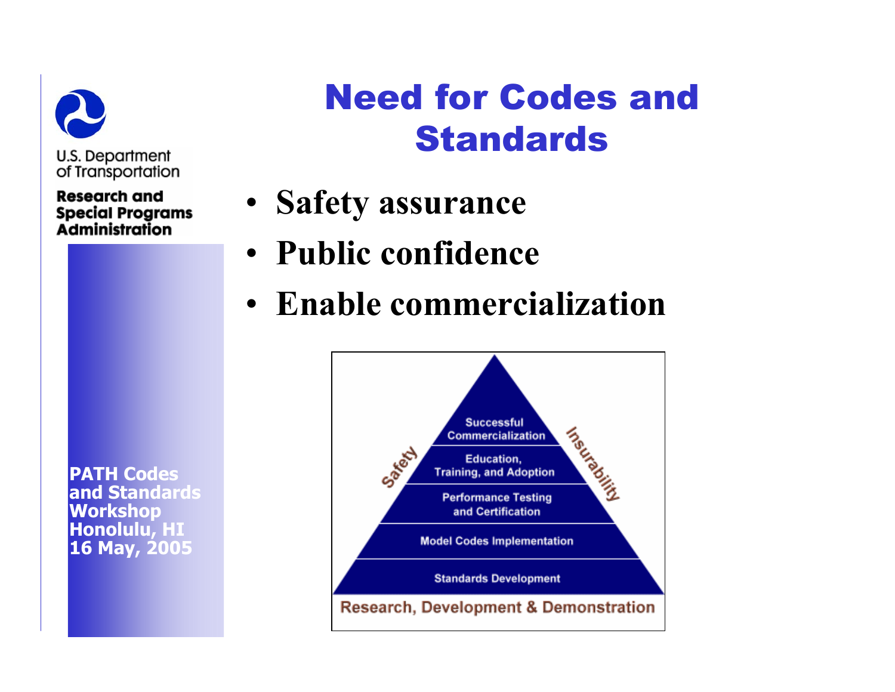# Need for Codes and Standards

- **Safety assurance**
- **Public confidence**
- **Enable commercialization**

Successful Commercialization

Education, Training, and Adoption

Performance Testing and Certification

Model Codes Implementation

Standards Development

Safety

Insurability

Research, Development & Demonstration

**PATH Codes and Standards Workshop Honolulu, HI 16 May, 2005**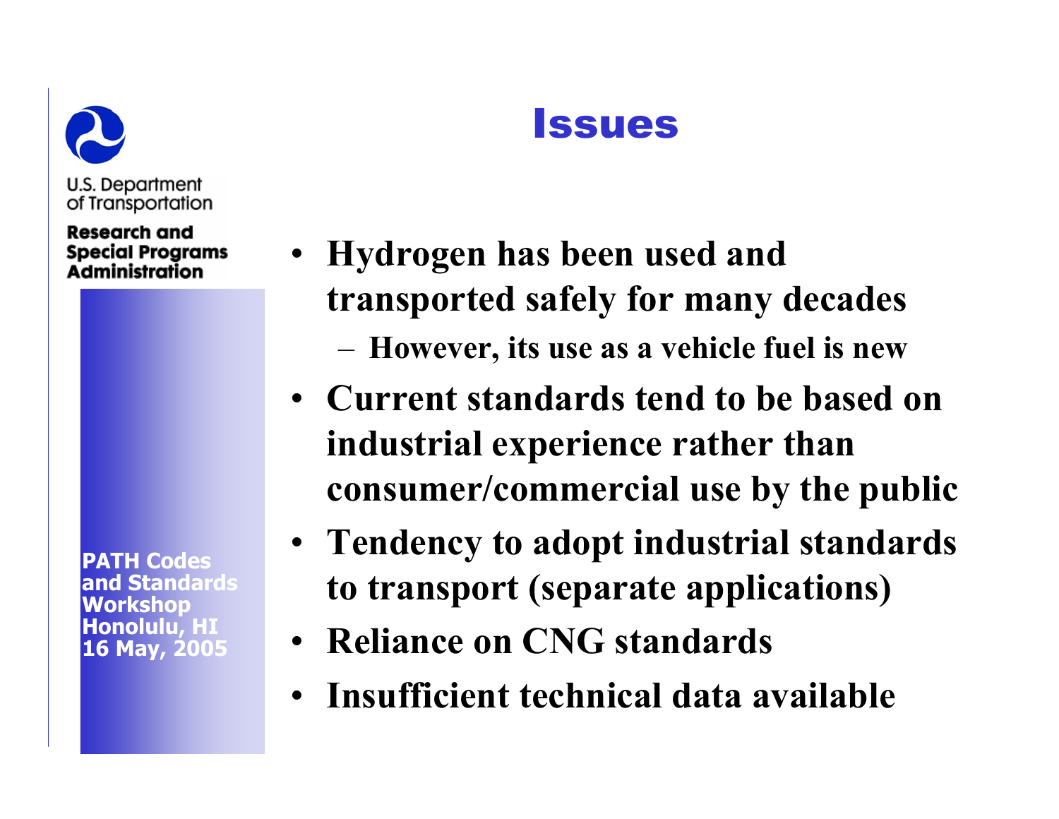# Issues

- Hydrogen has been used and transported safely for many decades
  - However, its use as a vehicle fuel is new
- Current standards tend to be based on industrial experience rather than consumer/commercial use by the public
- Tendency to adopt industrial standards to transport (separate applications)
- Reliance on CNG standards
- Insufficient technical data available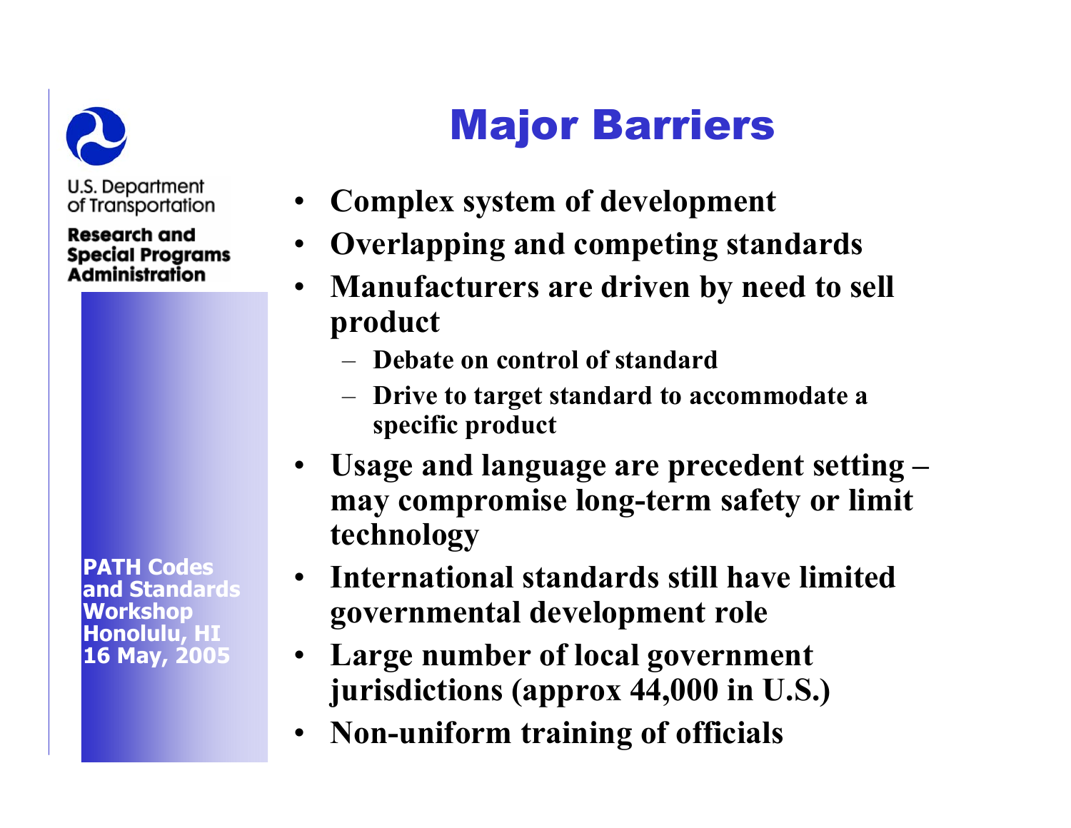U.S. Department of Transportation

**Research and Special Programs Administration**

**PATH Codes and Standards Workshop**
**Honolulu, HI**
**16 May, 2005**

# Major Barriers

- **Complex system of development**
- **Overlapping and competing standards**
- **Manufacturers are driven by need to sell product**
  - **Debate on control of standard**
  - **Drive to target standard to accommodate a specific product**
- **Usage and language are precedent setting – may compromise long-term safety or limit technology**
- **International standards still have limited governmental development role**
- **Large number of local government jurisdictions (approx 44,000 in U.S.)**
- **Non-uniform training of officials**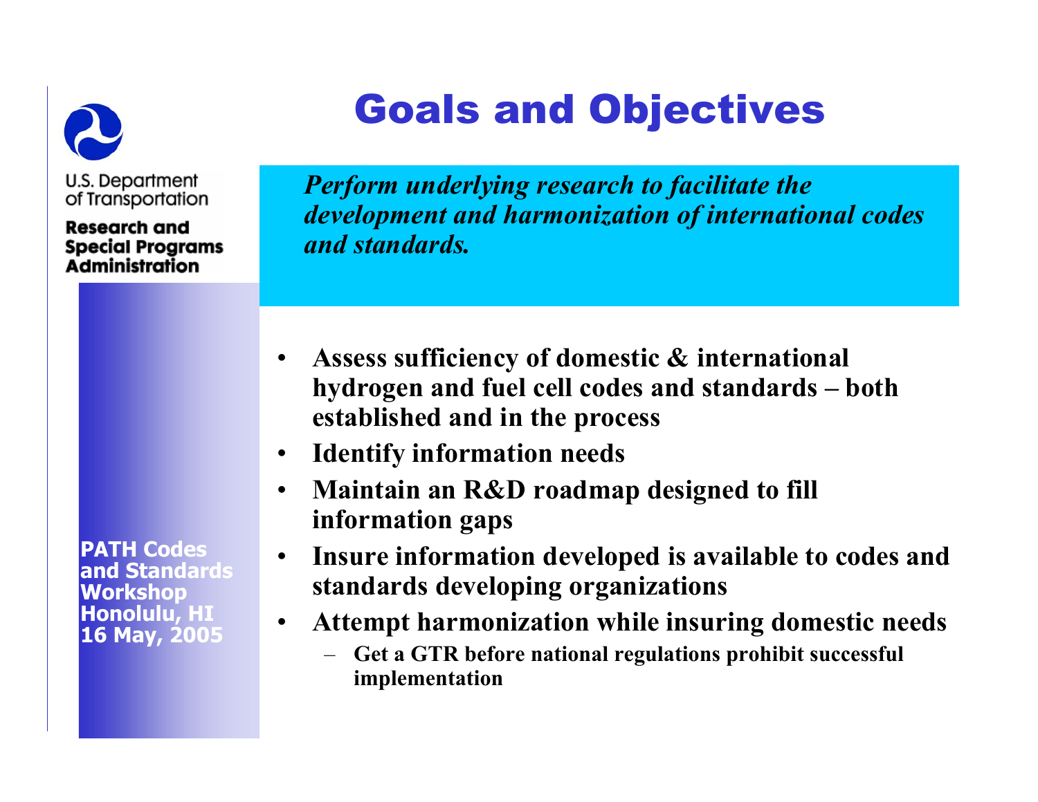U.S. Department of Transportation

**Research and Special Programs Administration**

# Goals and Objectives

***Perform underlying research to facilitate the development and harmonization of international codes and standards.***

- **Assess sufficiency of domestic & international hydrogen and fuel cell codes and standards – both established and in the process**
- **Identify information needs**
- **Maintain an R&D roadmap designed to fill information gaps**
- **Insure information developed is available to codes and standards developing organizations**
- **Attempt harmonization while insuring domestic needs**
  - **Get a GTR before national regulations prohibit successful implementation**

**PATH Codes and Standards Workshop**
**Honolulu, HI**
**16 May, 2005**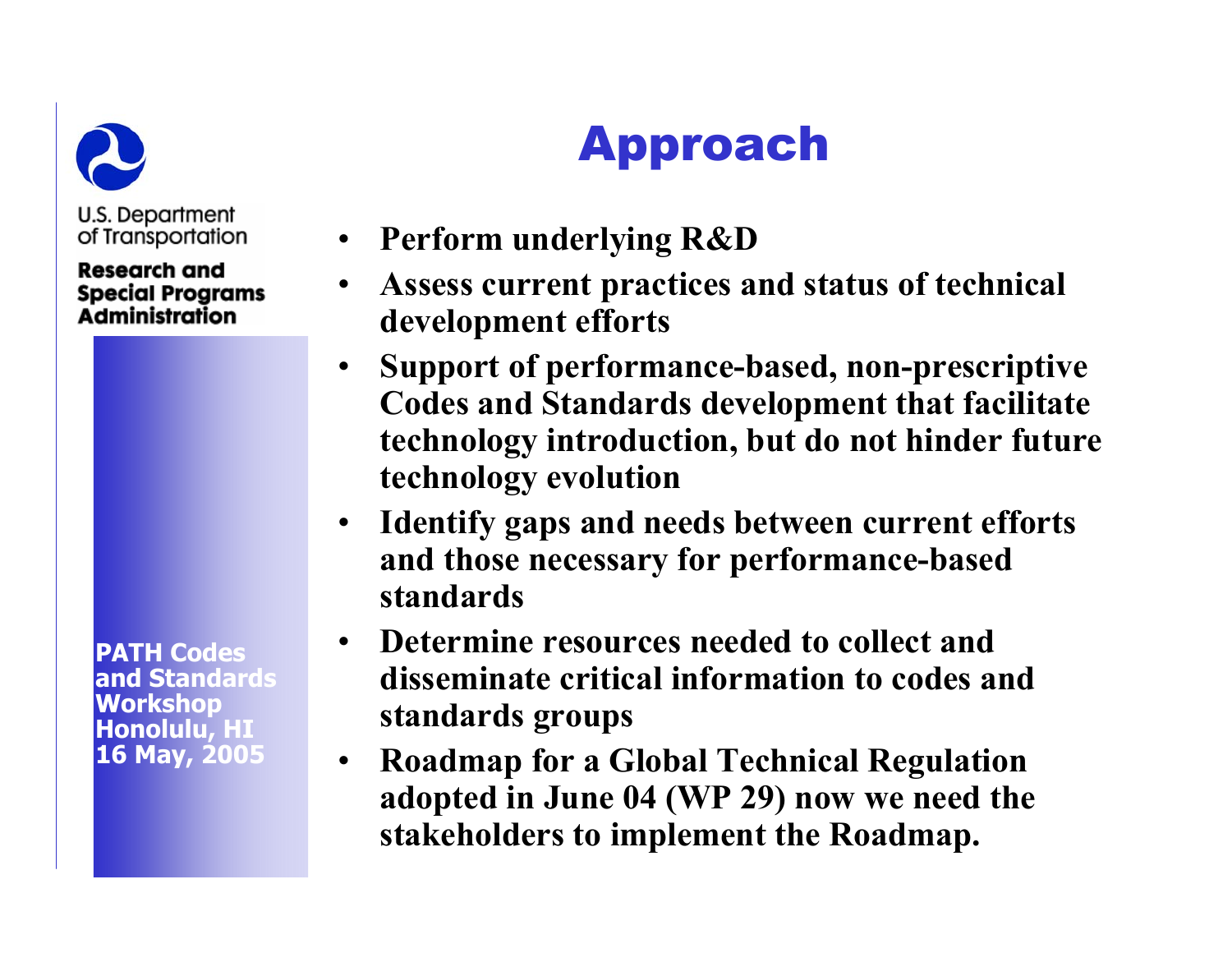U.S. Department of Transportation

**Research and Special Programs Administration**

**PATH Codes and Standards Workshop Honolulu, HI 16 May, 2005**

# Approach

- **Perform underlying R&D**
- **Assess current practices and status of technical development efforts**
- **Support of performance-based, non-prescriptive Codes and Standards development that facilitate technology introduction, but do not hinder future technology evolution**
- **Identify gaps and needs between current efforts and those necessary for performance-based standards**
- **Determine resources needed to collect and disseminate critical information to codes and standards groups**
- **Roadmap for a Global Technical Regulation adopted in June 04 (WP 29) now we need the stakeholders to implement the Roadmap.**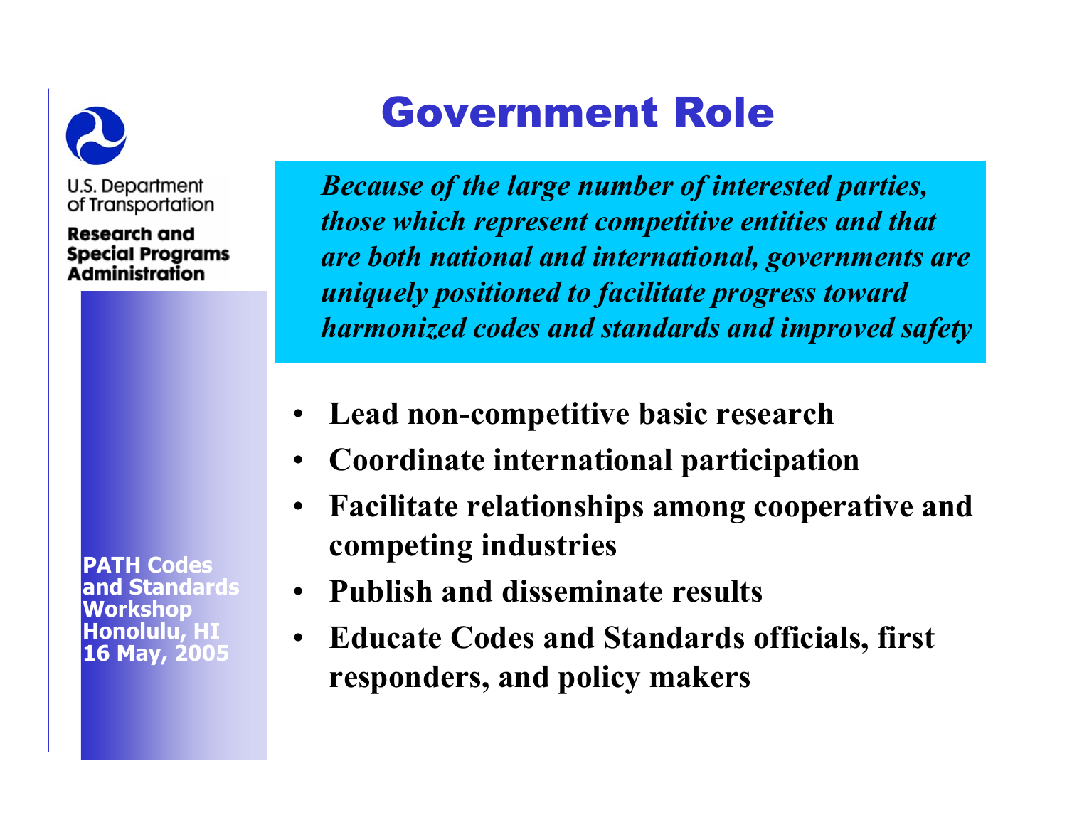U.S. Department of Transportation

**Research and Special Programs Administration**

# Government Role

***Because of the large number of interested parties, those which represent competitive entities and that are both national and international, governments are uniquely positioned to facilitate progress toward harmonized codes and standards and improved safety***

- **Lead non-competitive basic research**
- **Coordinate international participation**
- **Facilitate relationships among cooperative and competing industries**
- **Publish and disseminate results**
- **Educate Codes and Standards officials, first responders, and policy makers**

**PATH Codes and Standards Workshop**
**Honolulu, HI**
**16 May, 2005**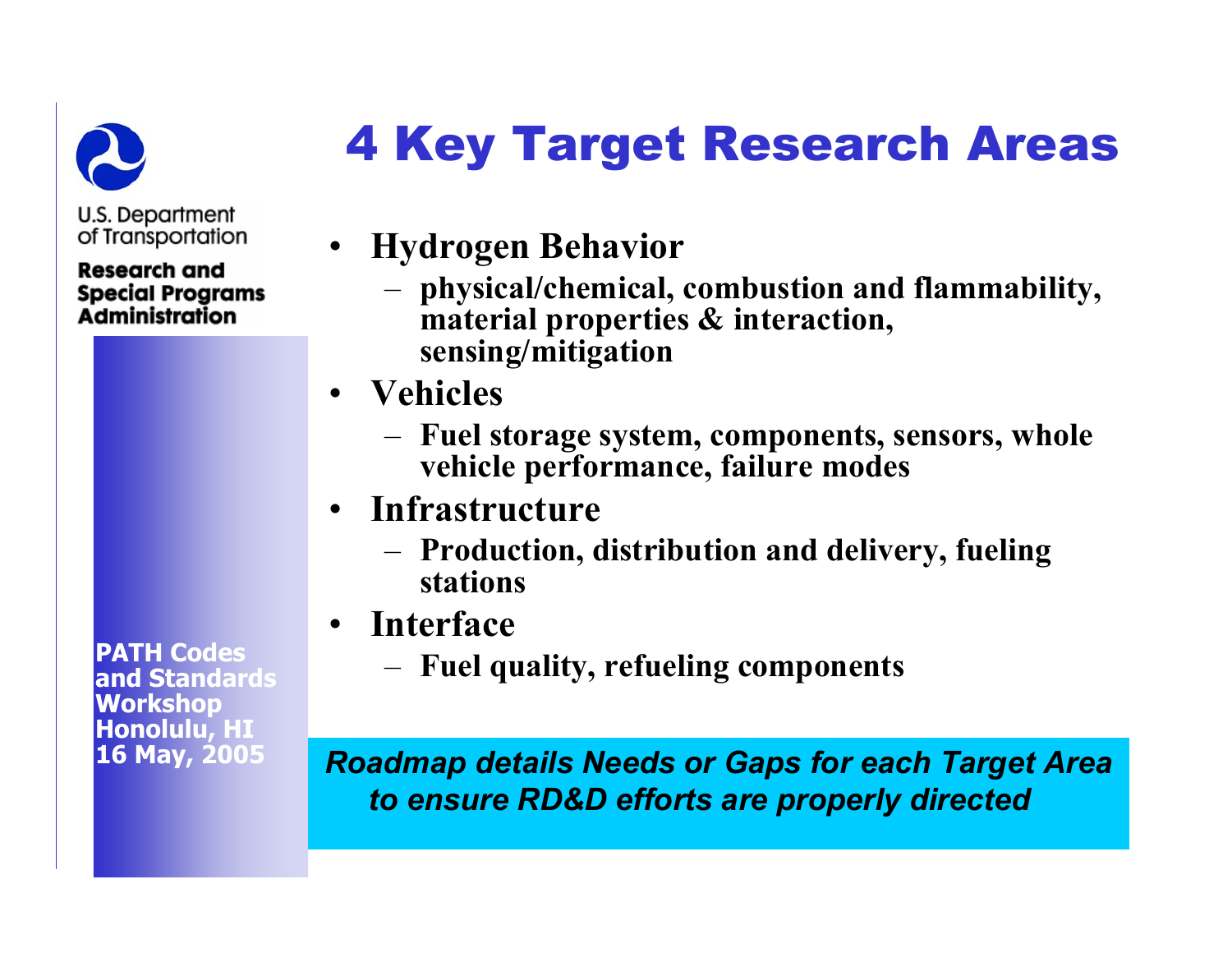# 4 Key Target Research Areas

- **Hydrogen Behavior**
  - **physical/chemical, combustion and flammability, material properties & interaction, sensing/mitigation**
- **Vehicles**
  - **Fuel storage system, components, sensors, whole vehicle performance, failure modes**
- **Infrastructure**
  - **Production, distribution and delivery, fueling stations**
- **Interface**
  - **Fuel quality, refueling components**

***Roadmap details Needs or Gaps for each Target Area to ensure RD&D efforts are properly directed***

U.S. Department of Transportation

**Research and Special Programs Administration**

**PATH Codes and Standards Workshop**
**Honolulu, HI**
**16 May, 2005**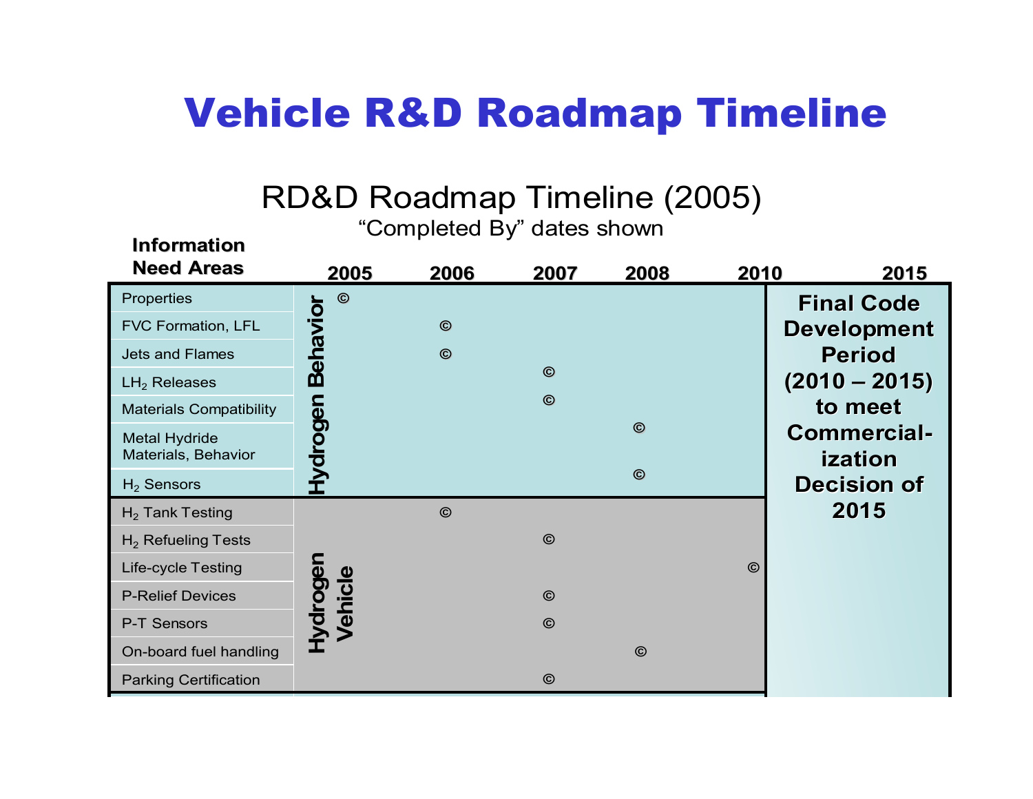# Vehicle R&D Roadmap Timeline

## RD&D Roadmap Timeline (2005)

"Completed By" dates shown

| Information Need Areas | | 2005 | 2006 | 2007 | 2008 | 2010 | 2015 |
|---|---|---|---|---|---|---|---|
| Properties | Hydrogen Behavior | © | | | | | Final Code Development Period (2010 – 2015) to meet Commercial-ization Decision of 2015 |
| FVC Formation, LFL | | | © | | | | |
| Jets and Flames | | | © | | | | |
| $LH_2$ Releases | | | | © | | | |
| Materials Compatibility | | | | © | | | |
| Metal Hydride Materials, Behavior | | | | | © | | |
| $H_2$ Sensors | | | | | © | | |
| $H_2$ Tank Testing | Hydrogen Vehicle | | © | | | | |
| $H_2$ Refueling Tests | | | | © | | | |
| Life-cycle Testing | | | | | | © | |
| P-Relief Devices | | | | © | | | |
| P-T Sensors | | | | © | | | |
| On-board fuel handling | | | | | © | | |
| Parking Certification | | | | © | | | |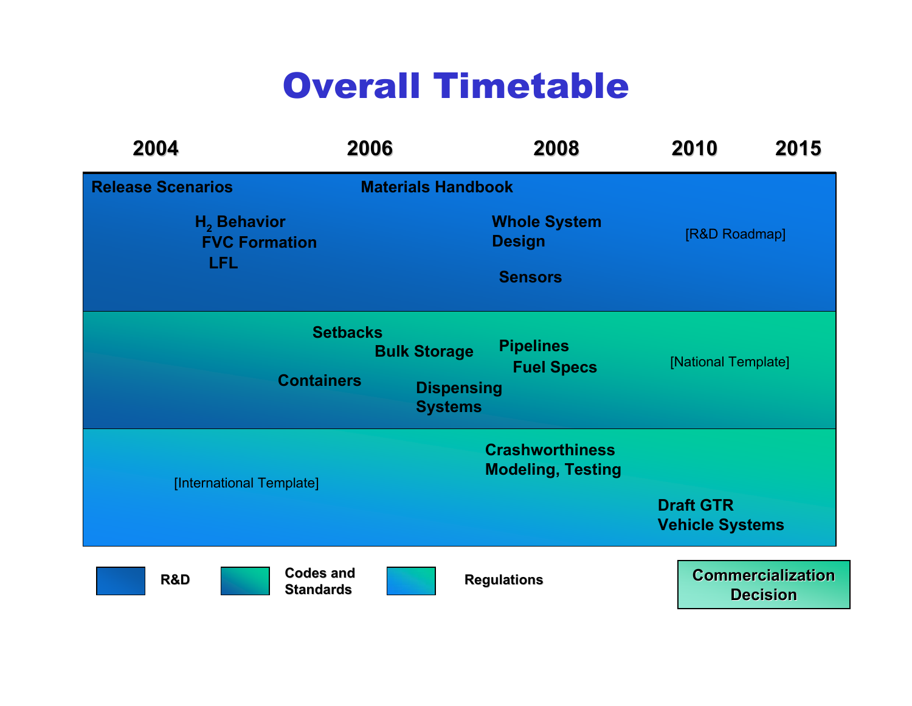# Overall Timetable

**2004** | **2006** | **2008** | **2010** | **2015**

**R&D**

- **Release Scenarios**
- **$H_2$ Behavior**
- **FVC Formation**
- **LFL**
- **Materials Handbook**
- **Whole System Design**
- **Sensors**
- [R&D Roadmap]

**Codes and Standards**

- **Setbacks**
- **Containers**
- **Bulk Storage**
- **Dispensing Systems**
- **Pipelines**
- **Fuel Specs**
- [National Template]

**Regulations**

- [International Template]
- **Crashworthiness Modeling, Testing**
- **Draft GTR Vehicle Systems**

**Commercialization Decision**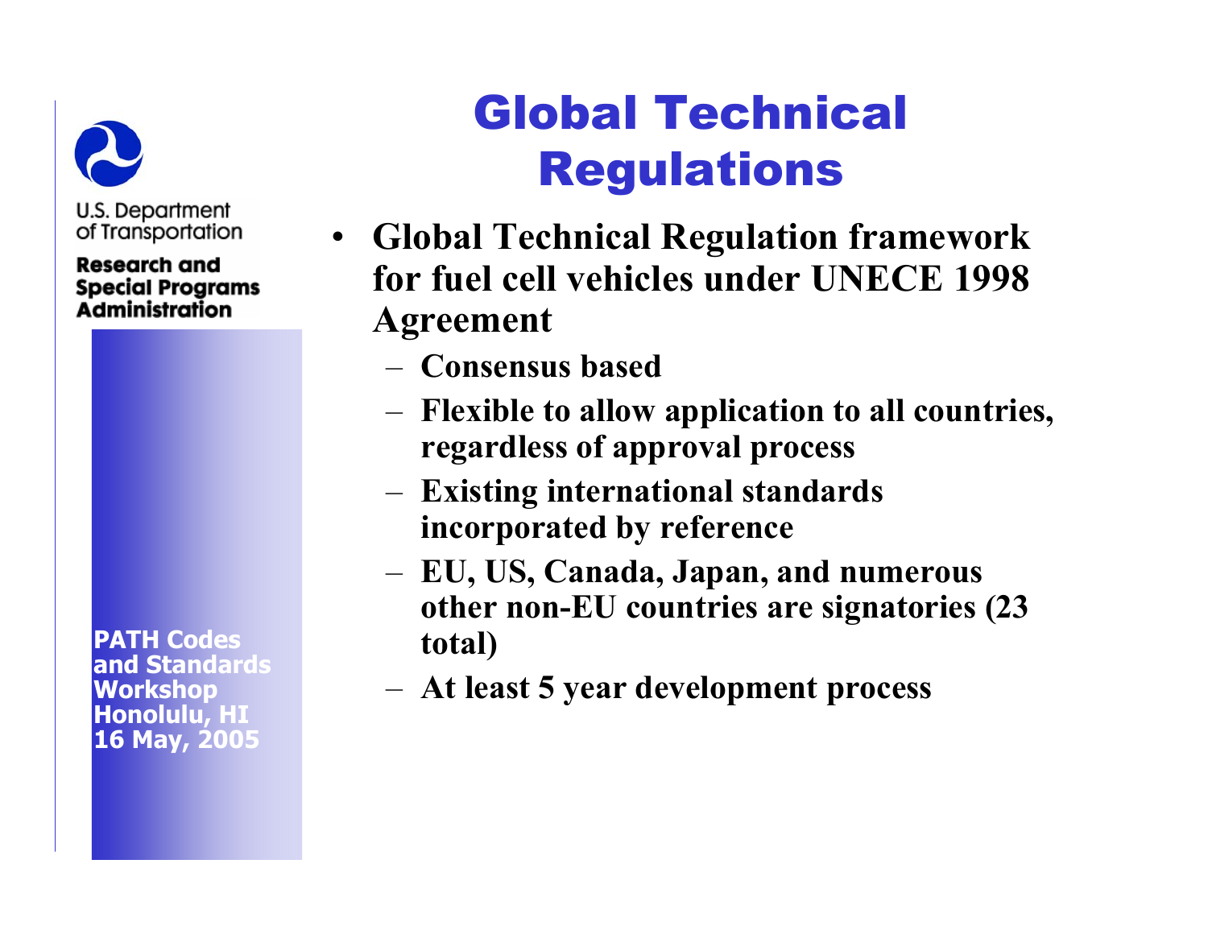# Global Technical Regulations

- Global Technical Regulation framework for fuel cell vehicles under UNECE 1998 Agreement
  - Consensus based
  - Flexible to allow application to all countries, regardless of approval process
  - Existing international standards incorporated by reference
  - EU, US, Canada, Japan, and numerous other non-EU countries are signatories (23 total)
  - At least 5 year development process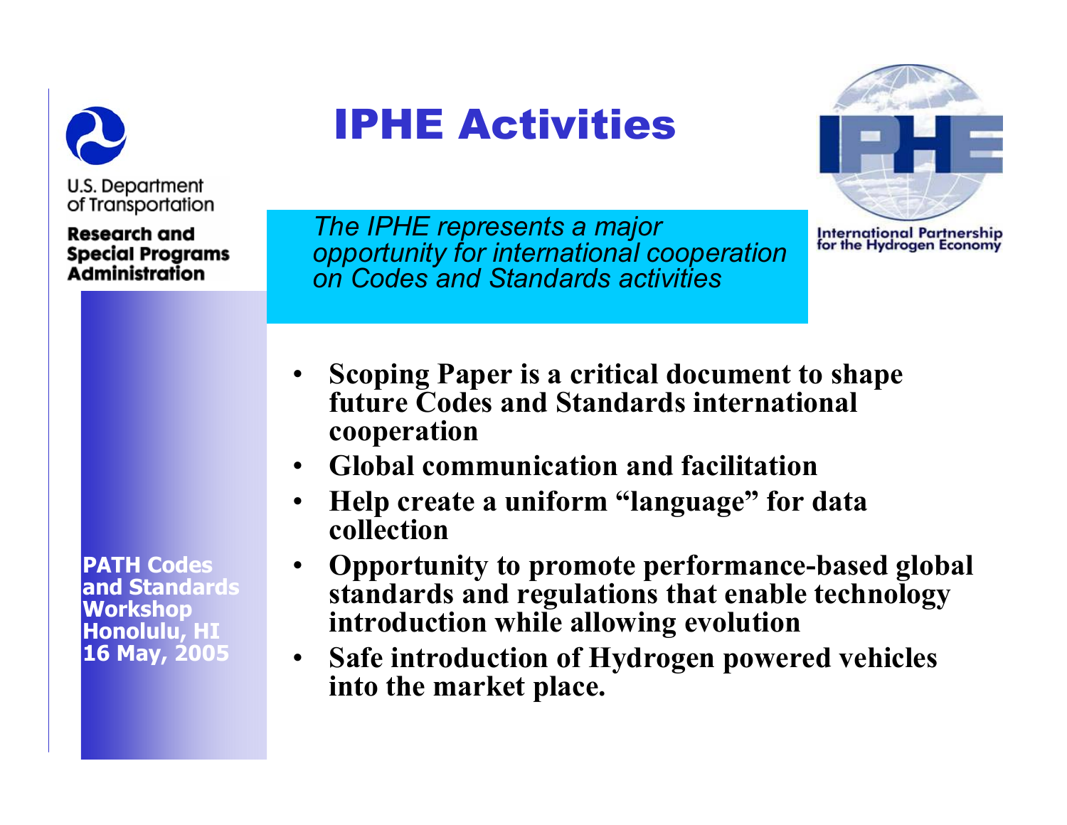U.S. Department of Transportation

**Research and Special Programs Administration**

# IPHE Activities

*The IPHE represents a major opportunity for international cooperation on Codes and Standards activities*

International Partnership for the Hydrogen Economy

- **Scoping Paper is a critical document to shape future Codes and Standards international cooperation**
- **Global communication and facilitation**
- **Help create a uniform "language" for data collection**
- **Opportunity to promote performance-based global standards and regulations that enable technology introduction while allowing evolution**
- **Safe introduction of Hydrogen powered vehicles into the market place.**

**PATH Codes and Standards Workshop**
**Honolulu, HI**
**16 May, 2005**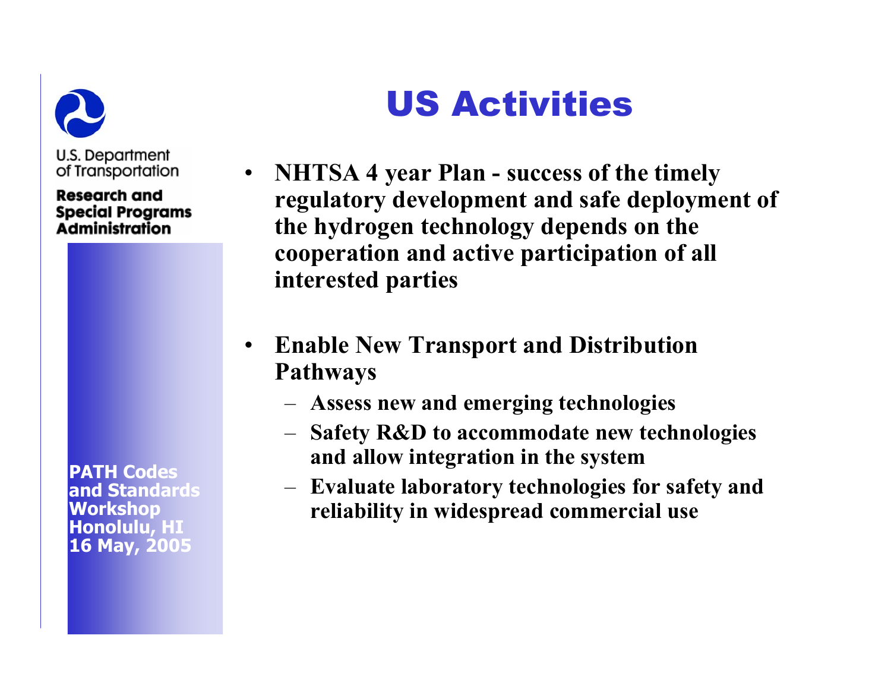U.S. Department of Transportation

**Research and Special Programs Administration**

**PATH Codes and Standards Workshop Honolulu, HI 16 May, 2005**

# US Activities

- **NHTSA 4 year Plan - success of the timely regulatory development and safe deployment of the hydrogen technology depends on the cooperation and active participation of all interested parties**
- **Enable New Transport and Distribution Pathways**
  - **Assess new and emerging technologies**
  - **Safety R&D to accommodate new technologies and allow integration in the system**
  - **Evaluate laboratory technologies for safety and reliability in widespread commercial use**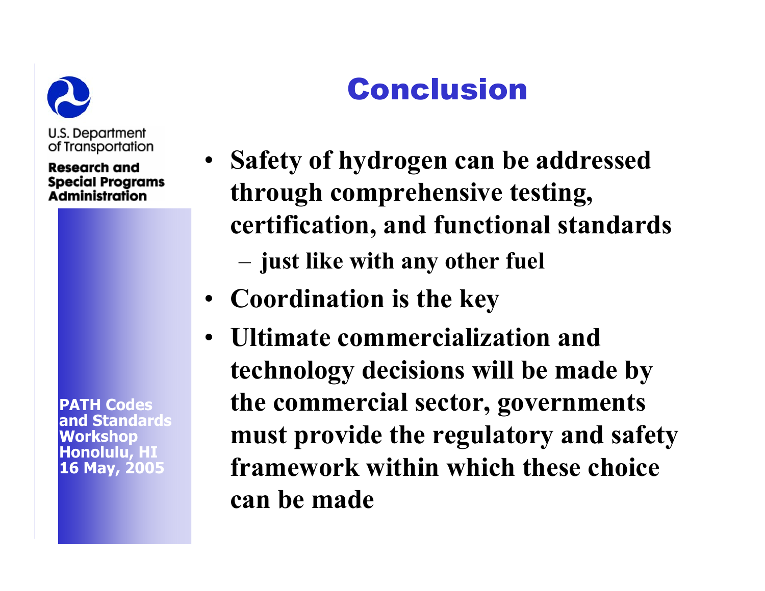U.S. Department of Transportation

**Research and Special Programs Administration**

**PATH Codes and Standards Workshop Honolulu, HI 16 May, 2005**

# Conclusion

- **Safety of hydrogen can be addressed through comprehensive testing, certification, and functional standards**
  - **just like with any other fuel**
- **Coordination is the key**
- **Ultimate commercialization and technology decisions will be made by the commercial sector, governments must provide the regulatory and safety framework within which these choice can be made**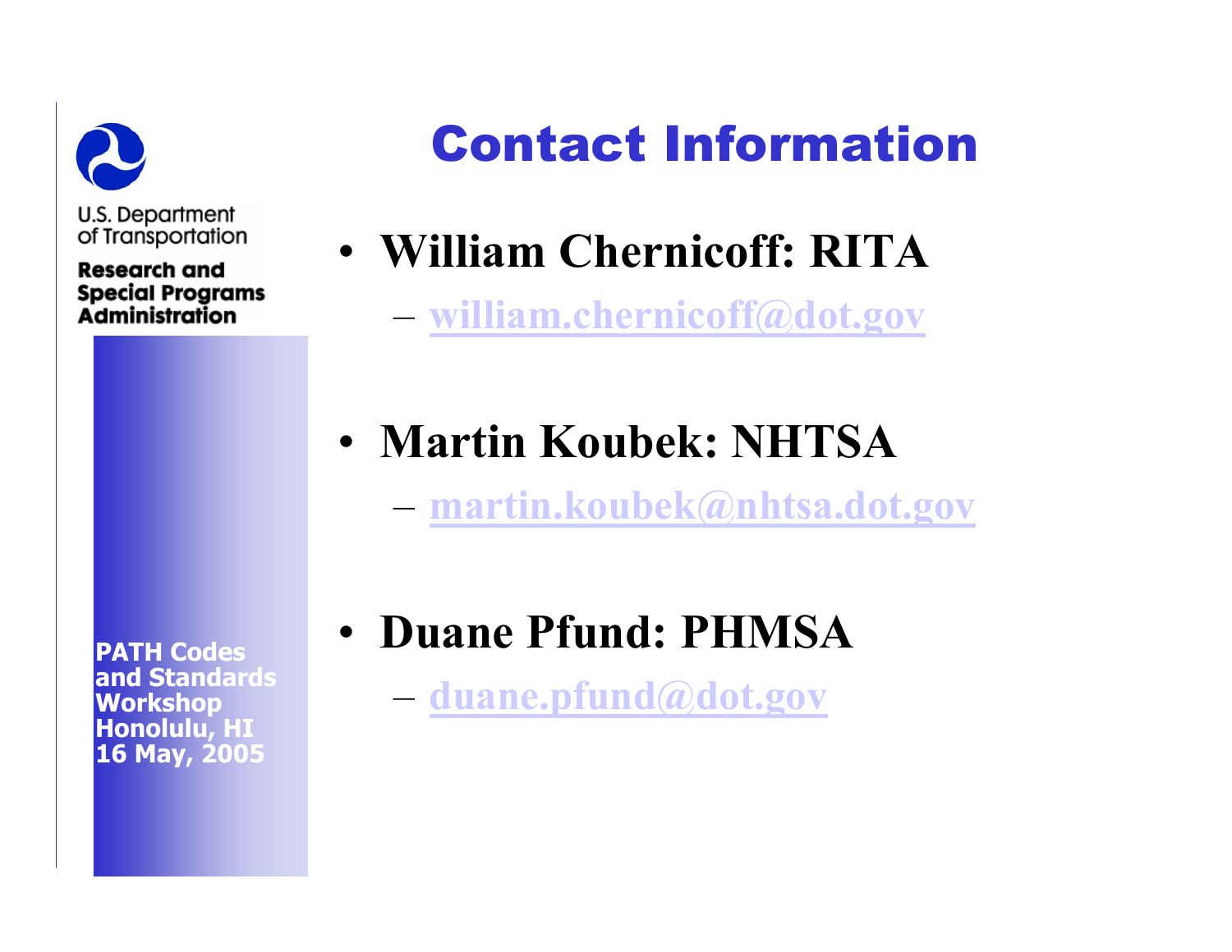U.S. Department of Transportation

**Research and Special Programs Administration**

# Contact Information

- **William Chernicoff: RITA**
  - william.chernicoff@dot.gov
- **Martin Koubek: NHTSA**
  - martin.koubek@nhtsa.dot.gov
- **Duane Pfund: PHMSA**
  - duane.pfund@dot.gov

**PATH Codes and Standards Workshop**
**Honolulu, HI**
**16 May, 2005**